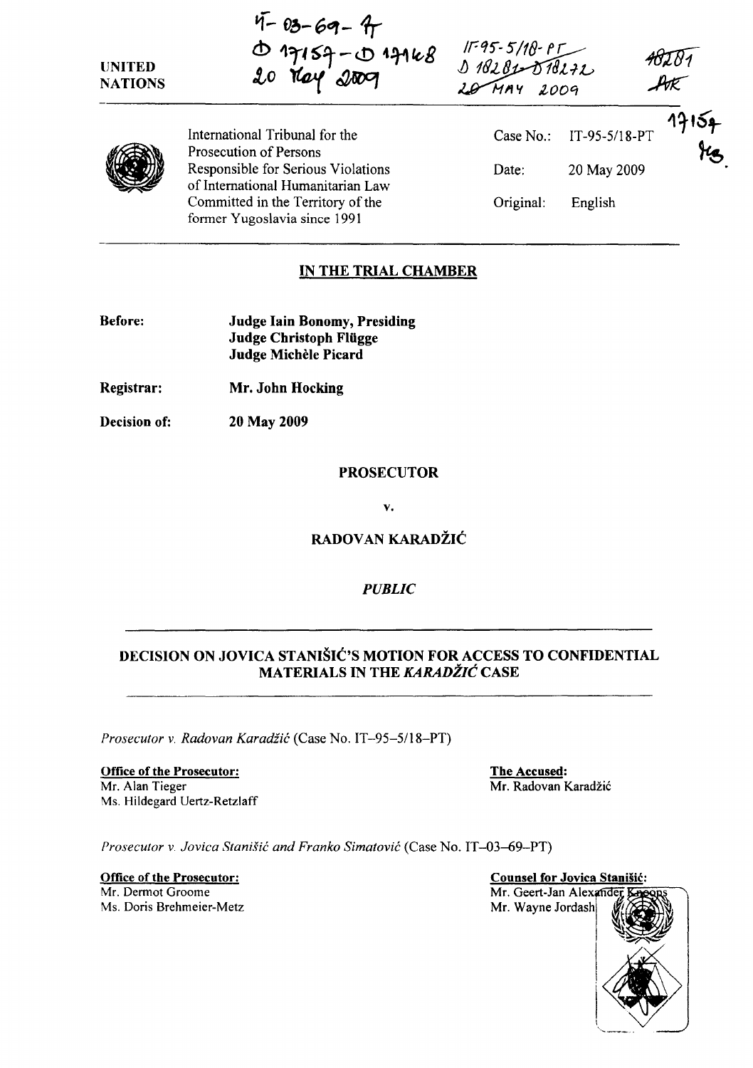UNITED NATIONS

IT-03-69-AR
D 17157 - D 17148
20 May 2009

IT-95-5/18-PT
D 18281 - D 18272
20 MAY 2009

18281
AK

17157
KS

International Tribunal for the Prosecution of Persons Responsible for Serious Violations of International Humanitarian Law Committed in the Territory of the former Yugoslavia since 1991

Case No.: IT-95-5/18-PT

Date: 20 May 2009

Original: English

## IN THE TRIAL CHAMBER

**Before:** **Judge Iain Bonomy, Presiding**
**Judge Christoph Flügge**
**Judge Michèle Picard**

**Registrar:** **Mr. John Hocking**

**Decision of:** **20 May 2009**

## PROSECUTOR

v.

## RADOVAN KARADŽIĆ

*PUBLIC*

## DECISION ON JOVICA STANIŠIĆ'S MOTION FOR ACCESS TO CONFIDENTIAL MATERIALS IN THE *KARADŽIĆ* CASE

*Prosecutor v. Radovan Karadžić* (Case No. IT–95–5/18–PT)

**Office of the Prosecutor:**
Mr. Alan Tieger
Ms. Hildegard Uertz-Retzlaff

**The Accused:**
Mr. Radovan Karadžić

*Prosecutor v. Jovica Stanišić and Franko Simatović* (Case No. IT–03–69–PT)

**Office of the Prosecutor:**
Mr. Dermot Groome
Ms. Doris Brehmeier-Metz

**Counsel for Jovica Stanišić:**
Mr. Geert-Jan Alexander Knoops
Mr. Wayne Jordash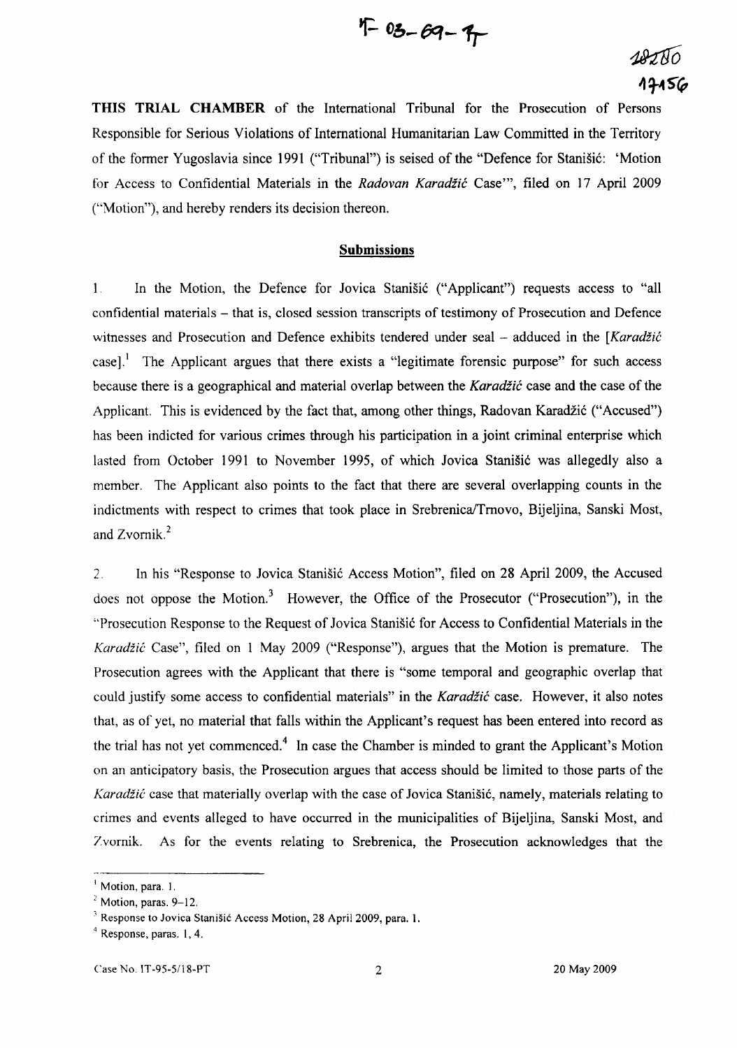**THIS TRIAL CHAMBER** of the International Tribunal for the Prosecution of Persons Responsible for Serious Violations of International Humanitarian Law Committed in the Territory of the former Yugoslavia since 1991 ("Tribunal") is seised of the "Defence for Stanišić: 'Motion for Access to Confidential Materials in the *Radovan Karadžić* Case'", filed on 17 April 2009 ("Motion"), and hereby renders its decision thereon.

## Submissions

1. In the Motion, the Defence for Jovica Stanišić ("Applicant") requests access to "all confidential materials – that is, closed session transcripts of testimony of Prosecution and Defence witnesses and Prosecution and Defence exhibits tendered under seal – adduced in the [*Karadžić* case]."[1] The Applicant argues that there exists a "legitimate forensic purpose" for such access because there is a geographical and material overlap between the *Karadžić* case and the case of the Applicant. This is evidenced by the fact that, among other things, Radovan Karadžić ("Accused") has been indicted for various crimes through his participation in a joint criminal enterprise which lasted from October 1991 to November 1995, of which Jovica Stanišić was allegedly also a member. The Applicant also points to the fact that there are several overlapping counts in the indictments with respect to crimes that took place in Srebrenica/Trnovo, Bijeljina, Sanski Most, and Zvornik.[2]

2. In his "Response to Jovica Stanišić Access Motion", filed on 28 April 2009, the Accused does not oppose the Motion.[3] However, the Office of the Prosecutor ("Prosecution"), in the "Prosecution Response to the Request of Jovica Stanišić for Access to Confidential Materials in the *Karadžić* Case", filed on 1 May 2009 ("Response"), argues that the Motion is premature. The Prosecution agrees with the Applicant that there is "some temporal and geographic overlap that could justify some access to confidential materials" in the *Karadžić* case. However, it also notes that, as of yet, no material that falls within the Applicant's request has been entered into record as the trial has not yet commenced.[4] In case the Chamber is minded to grant the Applicant's Motion on an anticipatory basis, the Prosecution argues that access should be limited to those parts of the *Karadžić* case that materially overlap with the case of Jovica Stanišić, namely, materials relating to crimes and events alleged to have occurred in the municipalities of Bijeljina, Sanski Most, and Zvornik. As for the events relating to Srebrenica, the Prosecution acknowledges that the

---

[1] Motion, para. 1.

[2] Motion, paras. 9–12.

[3] Response to Jovica Stanišić Access Motion, 28 April 2009, para. 1.

[4] Response, paras. 1, 4.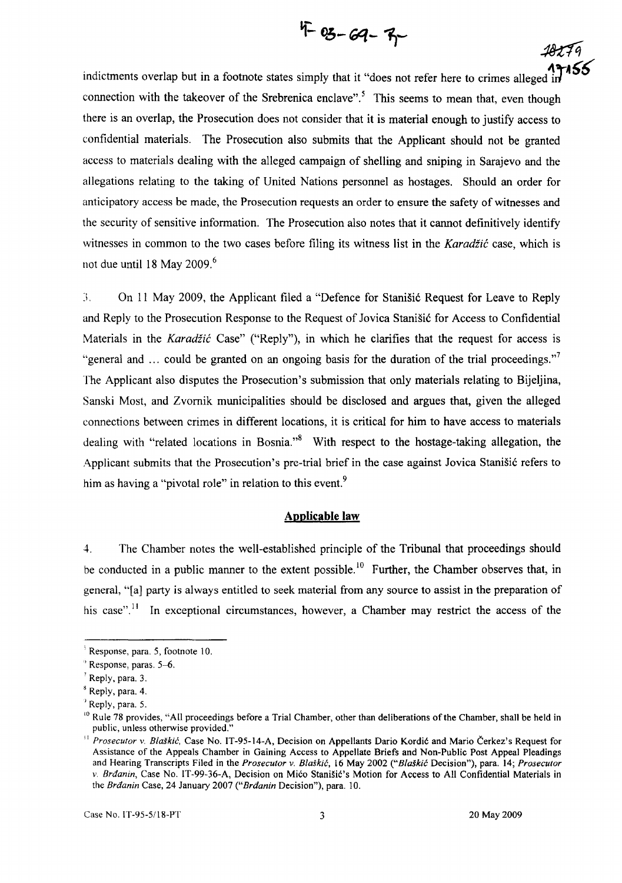indictments overlap but in a footnote states simply that it "does not refer here to crimes alleged in connection with the takeover of the Srebrenica enclave".[5] This seems to mean that, even though there is an overlap, the Prosecution does not consider that it is material enough to justify access to confidential materials. The Prosecution also submits that the Applicant should not be granted access to materials dealing with the alleged campaign of shelling and sniping in Sarajevo and the allegations relating to the taking of United Nations personnel as hostages. Should an order for anticipatory access be made, the Prosecution requests an order to ensure the safety of witnesses and the security of sensitive information. The Prosecution also notes that it cannot definitively identify witnesses in common to the two cases before filing its witness list in the *Karadžić* case, which is not due until 18 May 2009.[6]

3. On 11 May 2009, the Applicant filed a "Defence for Stanišić Request for Leave to Reply and Reply to the Prosecution Response to the Request of Jovica Stanišić for Access to Confidential Materials in the *Karadžić* Case" ("Reply"), in which he clarifies that the request for access is "general and ... could be granted on an ongoing basis for the duration of the trial proceedings."[7] The Applicant also disputes the Prosecution's submission that only materials relating to Bijeljina, Sanski Most, and Zvornik municipalities should be disclosed and argues that, given the alleged connections between crimes in different locations, it is critical for him to have access to materials dealing with "related locations in Bosnia."[8] With respect to the hostage-taking allegation, the Applicant submits that the Prosecution's pre-trial brief in the case against Jovica Stanišić refers to him as having a "pivotal role" in relation to this event.[9]

## Applicable law

4. The Chamber notes the well-established principle of the Tribunal that proceedings should be conducted in a public manner to the extent possible.[10] Further, the Chamber observes that, in general, "[a] party is always entitled to seek material from any source to assist in the preparation of his case".[11] In exceptional circumstances, however, a Chamber may restrict the access of the

---

[5] Response, para. 5, footnote 10.

[6] Response, paras. 5–6.

[7] Reply, para. 3.

[8] Reply, para. 4.

[9] Reply, para. 5.

[10] Rule 78 provides, "All proceedings before a Trial Chamber, other than deliberations of the Chamber, shall be held in public, unless otherwise provided."

[11] *Prosecutor v. Blaškić*, Case No. IT-95-14-A, Decision on Appellants Dario Kordić and Mario Čerkez's Request for Assistance of the Appeals Chamber in Gaining Access to Appellate Briefs and Non-Public Post Appeal Pleadings and Hearing Transcripts Filed in the *Prosecutor v. Blaškić*, 16 May 2002 ("*Blaškić* Decision"), para. 14; *Prosecutor v. Brđanin*, Case No. IT-99-36-A, Decision on Mićo Stanišić's Motion for Access to All Confidential Materials in the *Brđanin* Case, 24 January 2007 ("*Brđanin* Decision"), para. 10.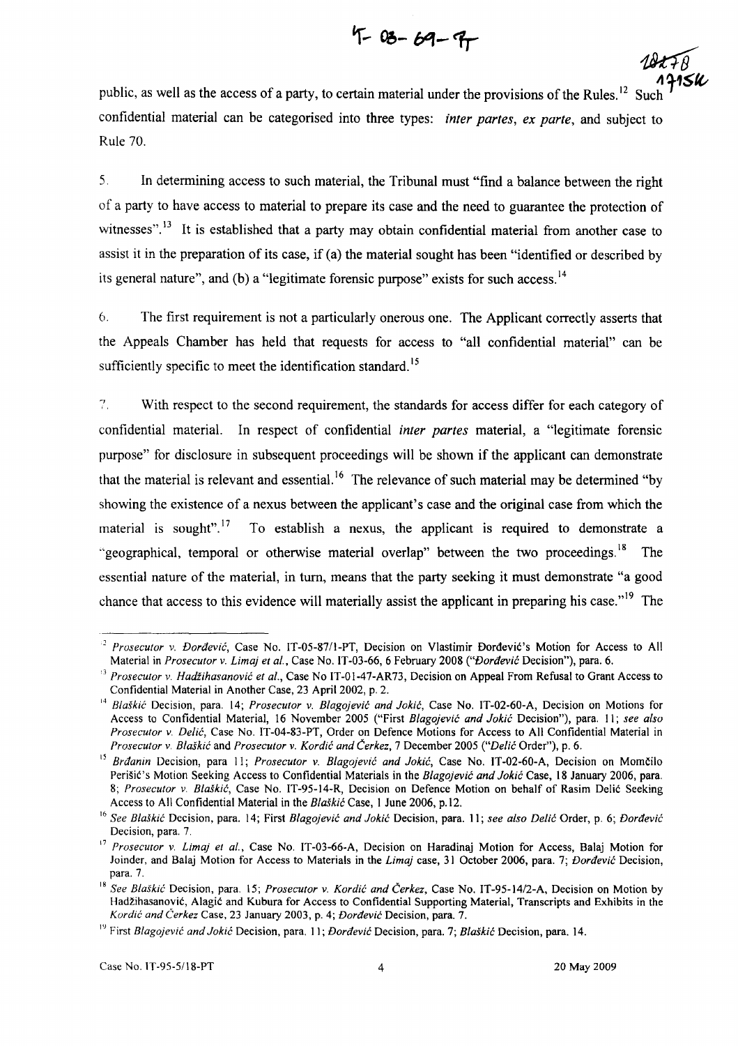public, as well as the access of a party, to certain material under the provisions of the Rules.[12] Such confidential material can be categorised into three types: *inter partes*, *ex parte*, and subject to Rule 70.

5. In determining access to such material, the Tribunal must "find a balance between the right of a party to have access to material to prepare its case and the need to guarantee the protection of witnesses".[13] It is established that a party may obtain confidential material from another case to assist it in the preparation of its case, if (a) the material sought has been "identified or described by its general nature", and (b) a "legitimate forensic purpose" exists for such access.[14]

6. The first requirement is not a particularly onerous one. The Applicant correctly asserts that the Appeals Chamber has held that requests for access to "all confidential material" can be sufficiently specific to meet the identification standard.[15]

7. With respect to the second requirement, the standards for access differ for each category of confidential material. In respect of confidential *inter partes* material, a "legitimate forensic purpose" for disclosure in subsequent proceedings will be shown if the applicant can demonstrate that the material is relevant and essential.[16] The relevance of such material may be determined "by showing the existence of a nexus between the applicant's case and the original case from which the material is sought".[17] To establish a nexus, the applicant is required to demonstrate a "geographical, temporal or otherwise material overlap" between the two proceedings.[18] The essential nature of the material, in turn, means that the party seeking it must demonstrate "a good chance that access to this evidence will materially assist the applicant in preparing his case."[19] The

---

[12] *Prosecutor v. Đorđević*, Case No. IT-05-87/1-PT, Decision on Vlastimir Đorđević's Motion for Access to All Material in *Prosecutor v. Limaj et al.*, Case No. IT-03-66, 6 February 2008 ("*Đorđević* Decision"), para. 6.

[13] *Prosecutor v. Hadžihasanović et al.*, Case No IT-01-47-AR73, Decision on Appeal From Refusal to Grant Access to Confidential Material in Another Case, 23 April 2002, p. 2.

[14] *Blaškić* Decision, para. 14; *Prosecutor v. Blagojević and Jokić*, Case No. IT-02-60-A, Decision on Motions for Access to Confidential Material, 16 November 2005 ("First *Blagojević and Jokić* Decision"), para. 11; *see also Prosecutor v. Delić*, Case No. IT-04-83-PT, Order on Defence Motions for Access to All Confidential Material in *Prosecutor v. Blaškić* and *Prosecutor v. Kordić and Čerkez*, 7 December 2005 ("*Delić* Order"), p. 6.

[15] *Brđanin* Decision, para 11; *Prosecutor v. Blagojević and Jokić*, Case No. IT-02-60-A, Decision on Momčilo Perišić's Motion Seeking Access to Confidential Materials in the *Blagojević and Jokić* Case, 18 January 2006, para. 8; *Prosecutor v. Blaškić*, Case No. IT-95-14-R, Decision on Defence Motion on behalf of Rasim Delić Seeking Access to All Confidential Material in the *Blaškić* Case, 1 June 2006, p.12.

[16] *See Blaškić* Decision, para. 14; First *Blagojević and Jokić* Decision, para. 11; *see also Delić* Order, p. 6; *Đorđević* Decision, para. 7.

[17] *Prosecutor v. Limaj et al.*, Case No. IT-03-66-A, Decision on Haradinaj Motion for Access, Balaj Motion for Joinder, and Balaj Motion for Access to Materials in the *Limaj* case, 31 October 2006, para. 7; *Đorđević* Decision, para. 7.

[18] *See Blaškić* Decision, para. 15; *Prosecutor v. Kordić and Čerkez*, Case No. IT-95-14/2-A, Decision on Motion by Hadžihasanović, Alagić and Kubura for Access to Confidential Supporting Material, Transcripts and Exhibits in the *Kordić and Čerkez* Case, 23 January 2003, p. 4; *Đorđević* Decision, para. 7.

[19] First *Blagojević and Jokić* Decision, para. 11; *Đorđević* Decision, para. 7; *Blaškić* Decision, para. 14.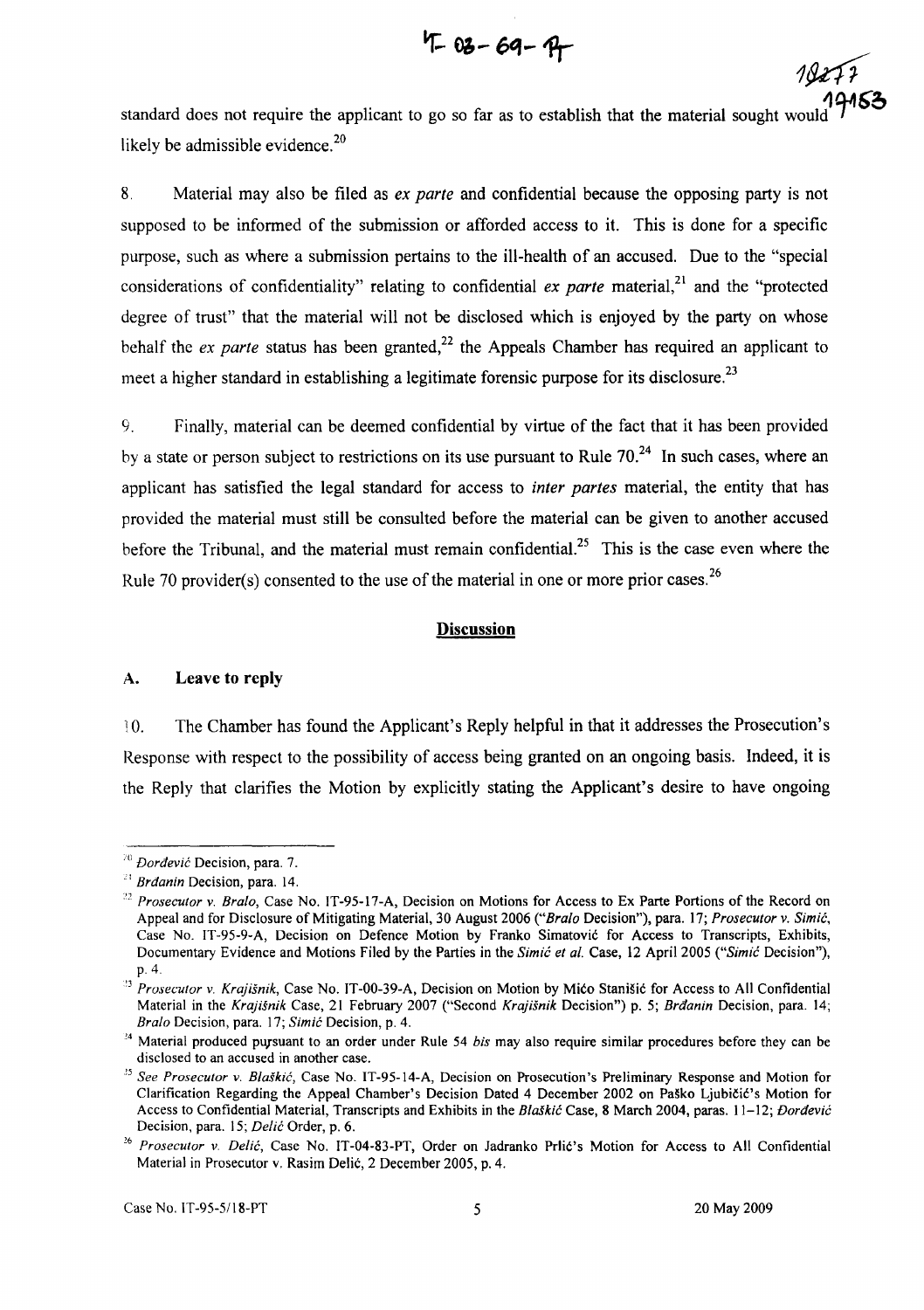standard does not require the applicant to go so far as to establish that the material sought would likely be admissible evidence.[20]

8. Material may also be filed as *ex parte* and confidential because the opposing party is not supposed to be informed of the submission or afforded access to it. This is done for a specific purpose, such as where a submission pertains to the ill-health of an accused. Due to the "special considerations of confidentiality" relating to confidential *ex parte* material,[21] and the "protected degree of trust" that the material will not be disclosed which is enjoyed by the party on whose behalf the *ex parte* status has been granted,[22] the Appeals Chamber has required an applicant to meet a higher standard in establishing a legitimate forensic purpose for its disclosure.[23]

9. Finally, material can be deemed confidential by virtue of the fact that it has been provided by a state or person subject to restrictions on its use pursuant to Rule 70.[24] In such cases, where an applicant has satisfied the legal standard for access to *inter partes* material, the entity that has provided the material must still be consulted before the material can be given to another accused before the Tribunal, and the material must remain confidential.[25] This is the case even where the Rule 70 provider(s) consented to the use of the material in one or more prior cases.[26]

## Discussion

### A. Leave to reply

10. The Chamber has found the Applicant's Reply helpful in that it addresses the Prosecution's Response with respect to the possibility of access being granted on an ongoing basis. Indeed, it is the Reply that clarifies the Motion by explicitly stating the Applicant's desire to have ongoing

---

[20] *Đorđević* Decision, para. 7.

[21] *Brđanin* Decision, para. 14.

[22] *Prosecutor v. Bralo*, Case No. IT-95-17-A, Decision on Motions for Access to Ex Parte Portions of the Record on Appeal and for Disclosure of Mitigating Material, 30 August 2006 ("*Bralo* Decision"), para. 17; *Prosecutor v. Simić*, Case No. IT-95-9-A, Decision on Defence Motion by Franko Simatović for Access to Transcripts, Exhibits, Documentary Evidence and Motions Filed by the Parties in the *Simić et al.* Case, 12 April 2005 ("*Simić* Decision"), p. 4.

[23] *Prosecutor v. Krajišnik*, Case No. IT-00-39-A, Decision on Motion by Mićo Stanišić for Access to All Confidential Material in the *Krajišnik* Case, 21 February 2007 ("Second *Krajišnik* Decision") p. 5; *Brđanin* Decision, para. 14; *Bralo* Decision, para. 17; *Simić* Decision, p. 4.

[24] Material produced pursuant to an order under Rule 54 *bis* may also require similar procedures before they can be disclosed to an accused in another case.

[25] *See Prosecutor v. Blaškić*, Case No. IT-95-14-A, Decision on Prosecution's Preliminary Response and Motion for Clarification Regarding the Appeal Chamber's Decision Dated 4 December 2002 on Paško Ljubičić's Motion for Access to Confidential Material, Transcripts and Exhibits in the *Blaškić* Case, 8 March 2004, paras. 11–12; *Đorđević* Decision, para. 15; *Delić* Order, p. 6.

[26] *Prosecutor v. Delić*, Case No. IT-04-83-PT, Order on Jadranko Prlić's Motion for Access to All Confidential Material in Prosecutor v. Rasim Delić, 2 December 2005, p. 4.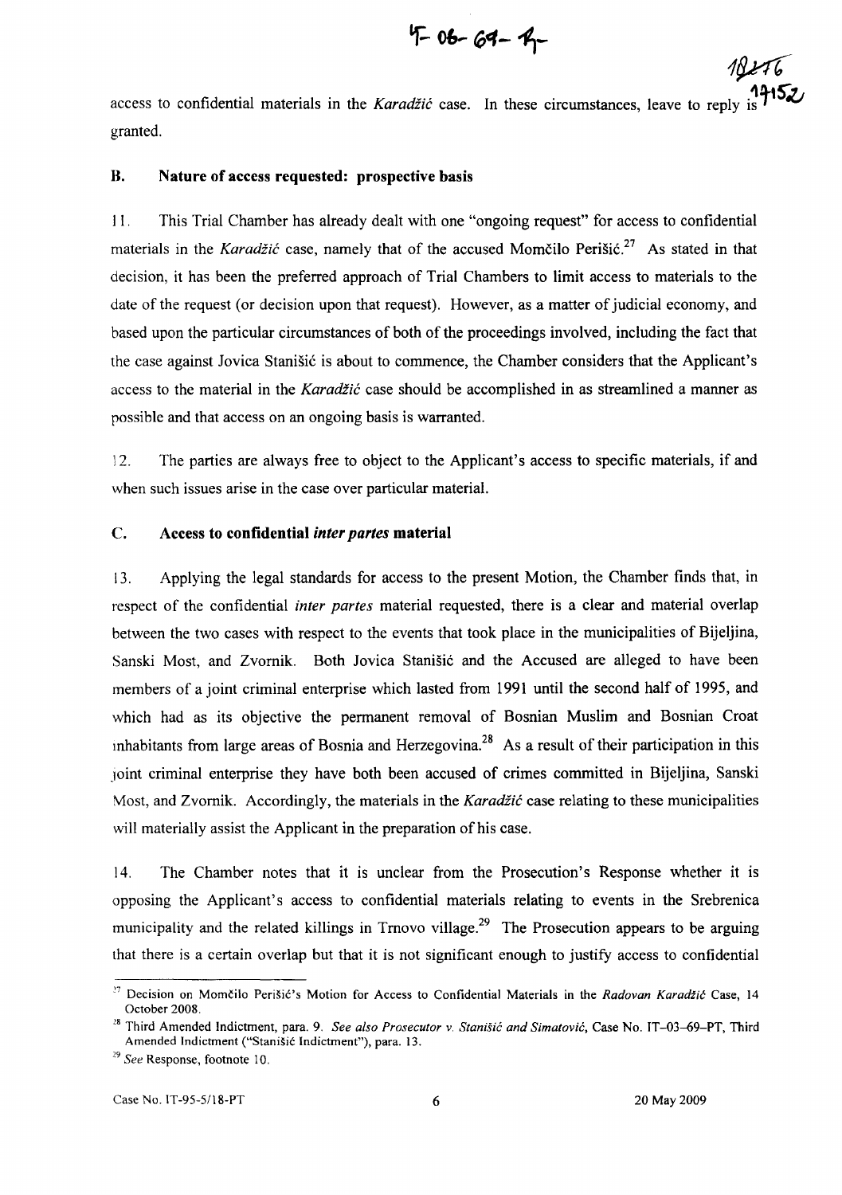access to confidential materials in the *Karadžić* case. In these circumstances, leave to reply is granted.

### B. Nature of access requested: prospective basis

11. This Trial Chamber has already dealt with one "ongoing request" for access to confidential materials in the *Karadžić* case, namely that of the accused Momčilo Perišić.[27] As stated in that decision, it has been the preferred approach of Trial Chambers to limit access to materials to the date of the request (or decision upon that request). However, as a matter of judicial economy, and based upon the particular circumstances of both of the proceedings involved, including the fact that the case against Jovica Stanišić is about to commence, the Chamber considers that the Applicant's access to the material in the *Karadžić* case should be accomplished in as streamlined a manner as possible and that access on an ongoing basis is warranted.

12. The parties are always free to object to the Applicant's access to specific materials, if and when such issues arise in the case over particular material.

### C. Access to confidential *inter partes* material

13. Applying the legal standards for access to the present Motion, the Chamber finds that, in respect of the confidential *inter partes* material requested, there is a clear and material overlap between the two cases with respect to the events that took place in the municipalities of Bijeljina, Sanski Most, and Zvornik. Both Jovica Stanišić and the Accused are alleged to have been members of a joint criminal enterprise which lasted from 1991 until the second half of 1995, and which had as its objective the permanent removal of Bosnian Muslim and Bosnian Croat inhabitants from large areas of Bosnia and Herzegovina.[28] As a result of their participation in this joint criminal enterprise they have both been accused of crimes committed in Bijeljina, Sanski Most, and Zvornik. Accordingly, the materials in the *Karadžić* case relating to these municipalities will materially assist the Applicant in the preparation of his case.

14. The Chamber notes that it is unclear from the Prosecution's Response whether it is opposing the Applicant's access to confidential materials relating to events in the Srebrenica municipality and the related killings in Trnovo village.[29] The Prosecution appears to be arguing that there is a certain overlap but that it is not significant enough to justify access to confidential

---

[27] Decision on Momčilo Perišić's Motion for Access to Confidential Materials in the *Radovan Karadžić* Case, 14 October 2008.

[28] Third Amended Indictment, para. 9. *See also Prosecutor v. Stanišić and Simatović*, Case No. IT-03-69-PT, Third Amended Indictment ("Stanišić Indictment"), para. 13.

[29] *See* Response, footnote 10.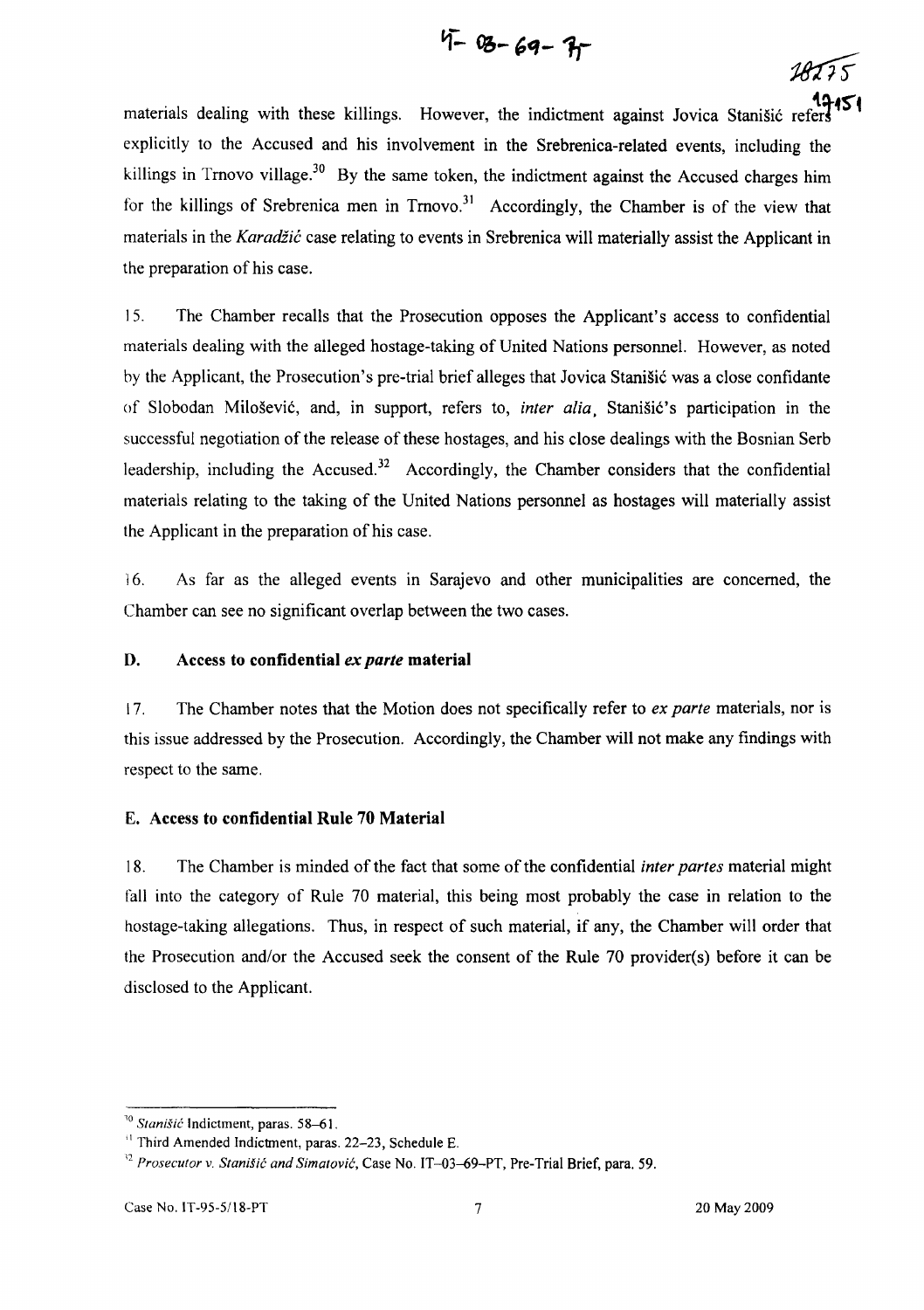materials dealing with these killings. However, the indictment against Jovica Stanišić refers explicitly to the Accused and his involvement in the Srebrenica-related events, including the killings in Trnovo village.[30] By the same token, the indictment against the Accused charges him for the killings of Srebrenica men in Trnovo.[31] Accordingly, the Chamber is of the view that materials in the *Karadžić* case relating to events in Srebrenica will materially assist the Applicant in the preparation of his case.

15. The Chamber recalls that the Prosecution opposes the Applicant's access to confidential materials dealing with the alleged hostage-taking of United Nations personnel. However, as noted by the Applicant, the Prosecution's pre-trial brief alleges that Jovica Stanišić was a close confidante of Slobodan Milošević, and, in support, refers to, *inter alia*, Stanišić's participation in the successful negotiation of the release of these hostages, and his close dealings with the Bosnian Serb leadership, including the Accused.[32] Accordingly, the Chamber considers that the confidential materials relating to the taking of the United Nations personnel as hostages will materially assist the Applicant in the preparation of his case.

16. As far as the alleged events in Sarajevo and other municipalities are concerned, the Chamber can see no significant overlap between the two cases.

### D. Access to confidential *ex parte* material

17. The Chamber notes that the Motion does not specifically refer to *ex parte* materials, nor is this issue addressed by the Prosecution. Accordingly, the Chamber will not make any findings with respect to the same.

### E. Access to confidential Rule 70 Material

18. The Chamber is minded of the fact that some of the confidential *inter partes* material might fall into the category of Rule 70 material, this being most probably the case in relation to the hostage-taking allegations. Thus, in respect of such material, if any, the Chamber will order that the Prosecution and/or the Accused seek the consent of the Rule 70 provider(s) before it can be disclosed to the Applicant.

---

[30] *Stanišić* Indictment, paras. 58–61.

[31] Third Amended Indictment, paras. 22–23, Schedule E.

[32] *Prosecutor v. Stanišić and Simatović*, Case No. IT–03–69–PT, Pre-Trial Brief, para. 59.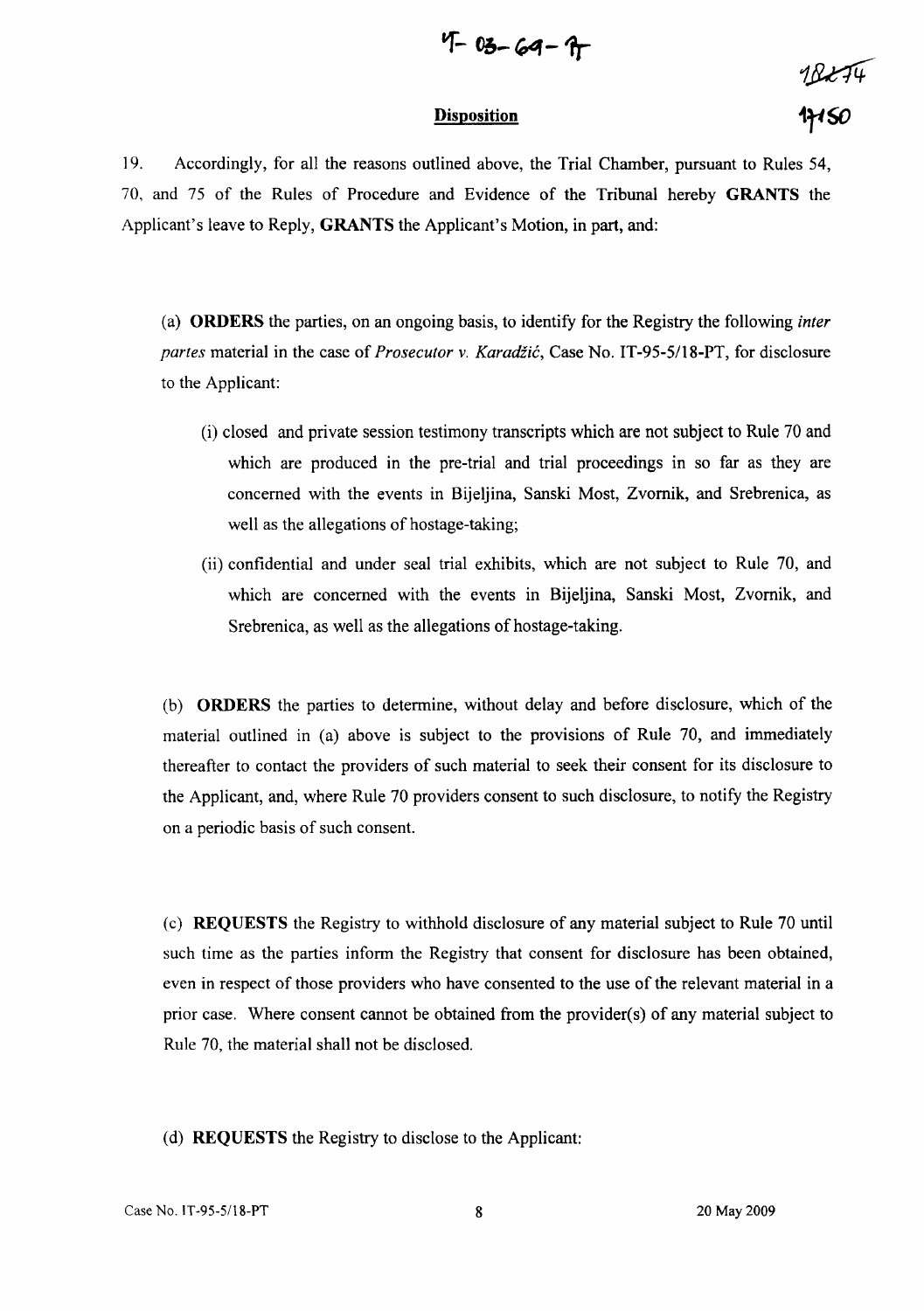## Disposition

19. Accordingly, for all the reasons outlined above, the Trial Chamber, pursuant to Rules 54, 70, and 75 of the Rules of Procedure and Evidence of the Tribunal hereby **GRANTS** the Applicant's leave to Reply, **GRANTS** the Applicant's Motion, in part, and:

(a) **ORDERS** the parties, on an ongoing basis, to identify for the Registry the following *inter partes* material in the case of *Prosecutor v. Karadžić*, Case No. IT-95-5/18-PT, for disclosure to the Applicant:

(i) closed and private session testimony transcripts which are not subject to Rule 70 and which are produced in the pre-trial and trial proceedings in so far as they are concerned with the events in Bijeljina, Sanski Most, Zvornik, and Srebrenica, as well as the allegations of hostage-taking;

(ii) confidential and under seal trial exhibits, which are not subject to Rule 70, and which are concerned with the events in Bijeljina, Sanski Most, Zvornik, and Srebrenica, as well as the allegations of hostage-taking.

(b) **ORDERS** the parties to determine, without delay and before disclosure, which of the material outlined in (a) above is subject to the provisions of Rule 70, and immediately thereafter to contact the providers of such material to seek their consent for its disclosure to the Applicant, and, where Rule 70 providers consent to such disclosure, to notify the Registry on a periodic basis of such consent.

(c) **REQUESTS** the Registry to withhold disclosure of any material subject to Rule 70 until such time as the parties inform the Registry that consent for disclosure has been obtained, even in respect of those providers who have consented to the use of the relevant material in a prior case. Where consent cannot be obtained from the provider(s) of any material subject to Rule 70, the material shall not be disclosed.

(d) **REQUESTS** the Registry to disclose to the Applicant: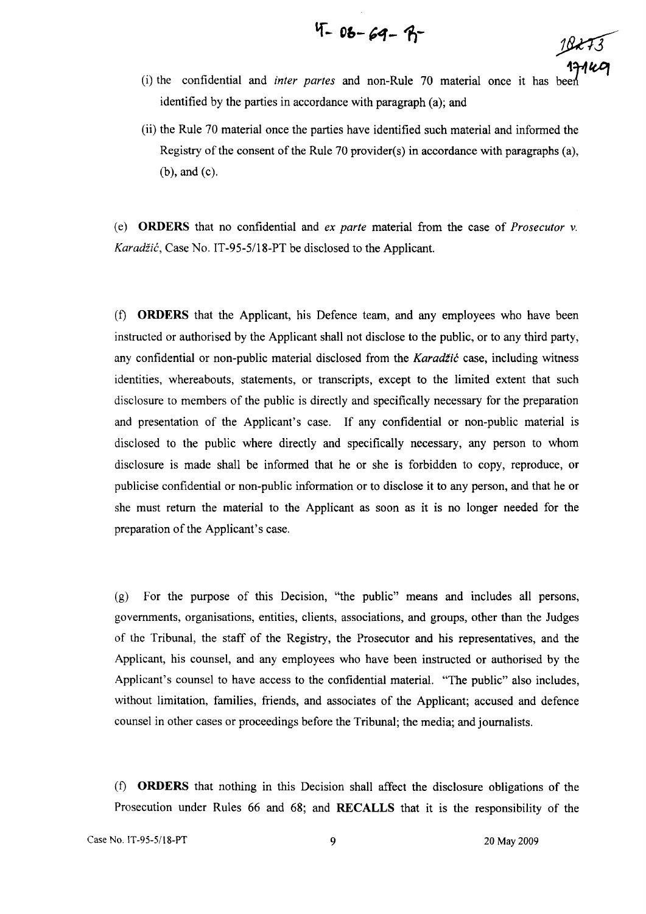(i) the confidential and *inter partes* and non-Rule 70 material once it has been identified by the parties in accordance with paragraph (a); and

(ii) the Rule 70 material once the parties have identified such material and informed the Registry of the consent of the Rule 70 provider(s) in accordance with paragraphs (a), (b), and (c).

(e) **ORDERS** that no confidential and *ex parte* material from the case of *Prosecutor v. Karadžić*, Case No. IT-95-5/18-PT be disclosed to the Applicant.

(f) **ORDERS** that the Applicant, his Defence team, and any employees who have been instructed or authorised by the Applicant shall not disclose to the public, or to any third party, any confidential or non-public material disclosed from the *Karadžić* case, including witness identities, whereabouts, statements, or transcripts, except to the limited extent that such disclosure to members of the public is directly and specifically necessary for the preparation and presentation of the Applicant's case. If any confidential or non-public material is disclosed to the public where directly and specifically necessary, any person to whom disclosure is made shall be informed that he or she is forbidden to copy, reproduce, or publicise confidential or non-public information or to disclose it to any person, and that he or she must return the material to the Applicant as soon as it is no longer needed for the preparation of the Applicant's case.

(g) For the purpose of this Decision, "the public" means and includes all persons, governments, organisations, entities, clients, associations, and groups, other than the Judges of the Tribunal, the staff of the Registry, the Prosecutor and his representatives, and the Applicant, his counsel, and any employees who have been instructed or authorised by the Applicant's counsel to have access to the confidential material. "The public" also includes, without limitation, families, friends, and associates of the Applicant; accused and defence counsel in other cases or proceedings before the Tribunal; the media; and journalists.

(f) **ORDERS** that nothing in this Decision shall affect the disclosure obligations of the Prosecution under Rules 66 and 68; and **RECALLS** that it is the responsibility of the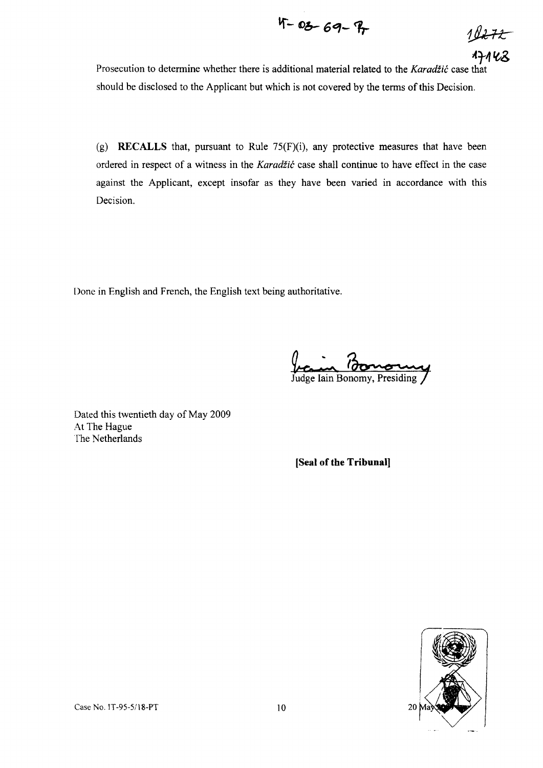Prosecution to determine whether there is additional material related to the *Karadžić* case that should be disclosed to the Applicant but which is not covered by the terms of this Decision.

(g) **RECALLS** that, pursuant to Rule 75(F)(i), any protective measures that have been ordered in respect of a witness in the *Karadžić* case shall continue to have effect in the case against the Applicant, except insofar as they have been varied in accordance with this Decision.

Done in English and French, the English text being authoritative.

Judge Iain Bonomy, Presiding

Dated this twentieth day of May 2009
At The Hague
The Netherlands

**[Seal of the Tribunal]**